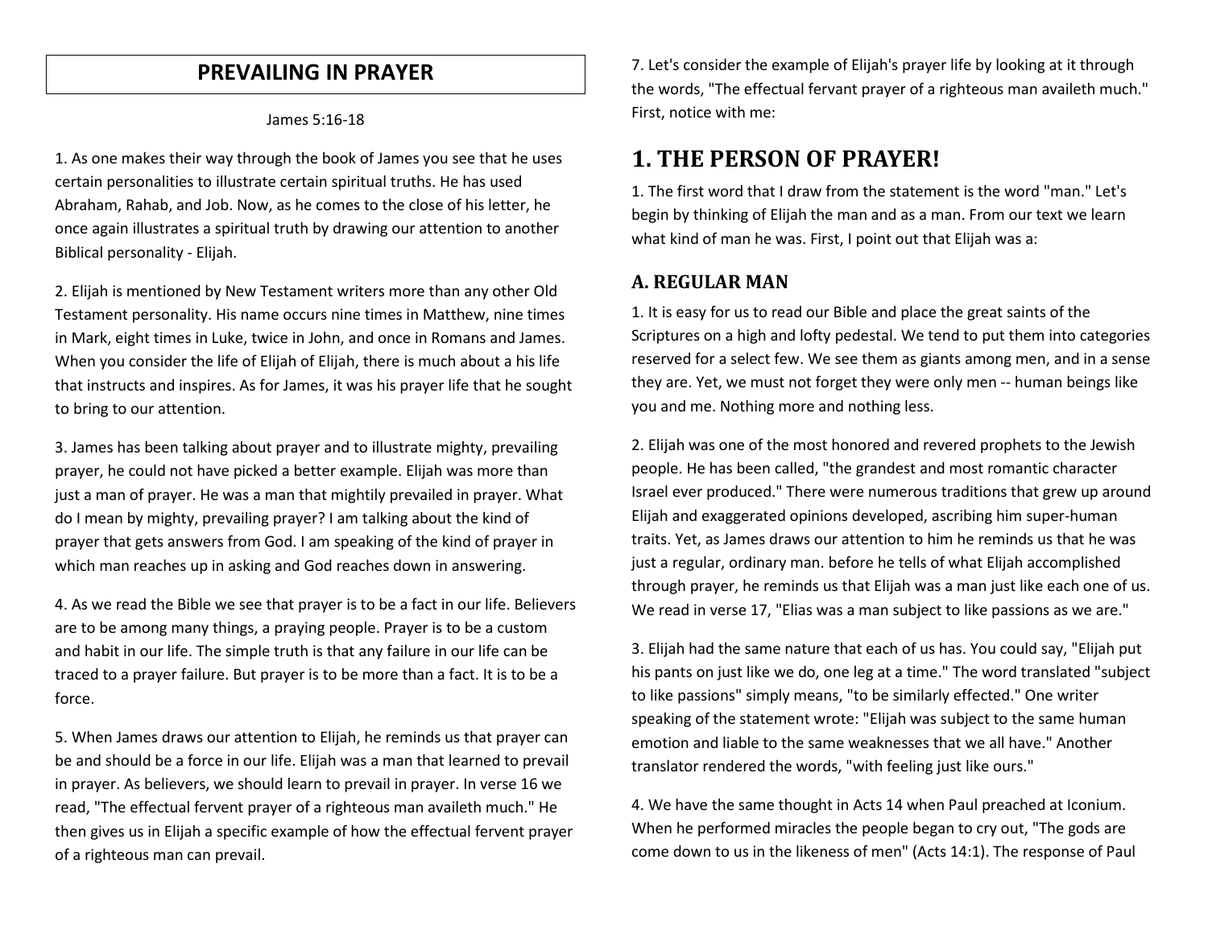# PREVAILING IN PRAYER

James 5:16-18

1. As one makes their way through the book of James you see that he uses certain personalities to illustrate certain spiritual truths. He has used Abraham, Rahab, and Job. Now, as he comes to the close of his letter, he once again illustrates a spiritual truth by drawing our attention to another Biblical personality - Elijah.

2. Elijah is mentioned by New Testament writers more than any other Old Testament personality. His name occurs nine times in Matthew, nine times in Mark, eight times in Luke, twice in John, and once in Romans and James. When you consider the life of Elijah of Elijah, there is much about a his life that instructs and inspires. As for James, it was his prayer life that he sought to bring to our attention.

3. James has been talking about prayer and to illustrate mighty, prevailing prayer, he could not have picked a better example. Elijah was more than just a man of prayer. He was a man that mightily prevailed in prayer. What do I mean by mighty, prevailing prayer? I am talking about the kind of prayer that gets answers from God. I am speaking of the kind of prayer in which man reaches up in asking and God reaches down in answering.

4. As we read the Bible we see that prayer is to be a fact in our life. Believers are to be among many things, a praying people. Prayer is to be a custom and habit in our life. The simple truth is that any failure in our life can be traced to a prayer failure. But prayer is to be more than a fact. It is to be a force.

5. When James draws our attention to Elijah, he reminds us that prayer can be and should be a force in our life. Elijah was a man that learned to prevail in prayer. As believers, we should learn to prevail in prayer. In verse 16 we read, "The effectual fervent prayer of a righteous man availeth much." He then gives us in Elijah a specific example of how the effectual fervent prayer of a righteous man can prevail.

7. Let's consider the example of Elijah's prayer life by looking at it through the words, "The effectual fervent prayer of a righteous man availeth much." First, notice with me:

## 1. THE PERSON OF PRAYER!

1. The first word that I draw from the statement is the word "man." Let's begin by thinking of Elijah the man and as a man. From our text we learn what kind of man he was. First, I point out that Elijah was a:

### A. REGULAR MAN

1. It is easy for us to read our Bible and place the great saints of the Scriptures on a high and lofty pedestal. We tend to put them into categories reserved for a select few. We see them as giants among men, and in a sense they are. Yet, we must not forget they were only men -- human beings like you and me. Nothing more and nothing less.

2. Elijah was one of the most honored and revered prophets to the Jewish people. He has been called, "the grandest and most romantic character Israel ever produced." There were numerous traditions that grew up around Elijah and exaggerated opinions developed, ascribing him super-human traits. Yet, as James draws our attention to him he reminds us that he was just a regular, ordinary man. before he tells of what Elijah accomplished through prayer, he reminds us that Elijah was a man just like each one of us. We read in verse 17, "Elias was a man subject to like passions as we are."

3. Elijah had the same nature that each of us has. You could say, "Elijah put his pants on just like we do, one leg at a time." The word translated "subject to like passions" simply means, "to be similarly effected." One writer speaking of the statement wrote: "Elijah was subject to the same human emotion and liable to the same weaknesses that we all have." Another translator rendered the words, "with feeling just like ours."

4. We have the same thought in Acts 14 when Paul preached at Iconium. When he performed miracles the people began to cry out, "The gods are come down to us in the likeness of men" (Acts 14:1). The response of Paul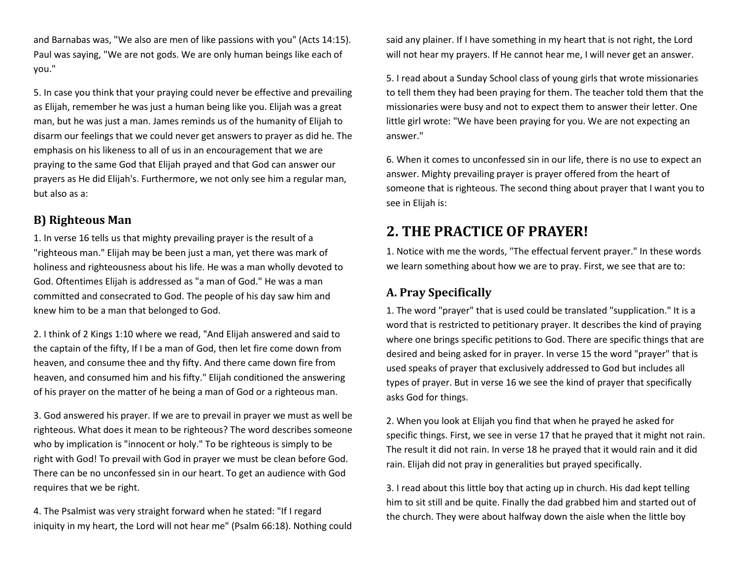and Barnabas was, "We also are men of like passions with you" (Acts 14:15). Paul was saying, "We are not gods. We are only human beings like each of you."

5. In case you think that your praying could never be effective and prevailing as Elijah, remember he was just a human being like you. Elijah was a great man, but he was just a man. James reminds us of the humanity of Elijah to disarm our feelings that we could never get answers to prayer as did he. The emphasis on his likeness to all of us in an encouragement that we are praying to the same God that Elijah prayed and that God can answer our prayers as He did Elijah's. Furthermore, we not only see him a regular man, but also as a:

### B) Righteous Man

1. In verse 16 tells us that mighty prevailing prayer is the result of a "righteous man." Elijah may be been just a man, yet there was mark of holiness and righteousness about his life. He was a man wholly devoted to God. Oftentimes Elijah is addressed as "a man of God." He was a man committed and consecrated to God. The people of his day saw him and knew him to be a man that belonged to God.

2. I think of 2 Kings 1:10 where we read, "And Elijah answered and said to the captain of the fifty, If I be a man of God, then let fire come down from heaven, and consume thee and thy fifty. And there came down fire from heaven, and consumed him and his fifty." Elijah conditioned the answering of his prayer on the matter of he being a man of God or a righteous man.

3. God answered his prayer. If we are to prevail in prayer we must as well be righteous. What does it mean to be righteous? The word describes someone who by implication is "innocent or holy." To be righteous is simply to be right with God! To prevail with God in prayer we must be clean before God. There can be no unconfessed sin in our heart. To get an audience with God requires that we be right.

4. The Psalmist was very straight forward when he stated: "If I regard iniquity in my heart, the Lord will not hear me" (Psalm 66:18). Nothing could said any plainer. If I have something in my heart that is not right, the Lord will not hear my prayers. If He cannot hear me, I will never get an answer.

5. I read about a Sunday School class of young girls that wrote missionaries to tell them they had been praying for them. The teacher told them that the missionaries were busy and not to expect them to answer their letter. One little girl wrote: "We have been praying for you. We are not expecting an answer."

6. When it comes to unconfessed sin in our life, there is no use to expect an answer. Mighty prevailing prayer is prayer offered from the heart of someone that is righteous. The second thing about prayer that I want you to see in Elijah is:

## 2. THE PRACTICE OF PRAYER!

1. Notice with me the words, "The effectual fervent prayer." In these words we learn something about how we are to pray. First, we see that are to:

### A. Pray Specifically

1. The word "prayer" that is used could be translated "supplication." It is a word that is restricted to petitionary prayer. It describes the kind of praying where one brings specific petitions to God. There are specific things that are desired and being asked for in prayer. In verse 15 the word "prayer" that is used speaks of prayer that exclusively addressed to God but includes all types of prayer. But in verse 16 we see the kind of prayer that specifically asks God for things.

2. When you look at Elijah you find that when he prayed he asked for specific things. First, we see in verse 17 that he prayed that it might not rain. The result it did not rain. In verse 18 he prayed that it would rain and it did rain. Elijah did not pray in generalities but prayed specifically.

3. I read about this little boy that acting up in church. His dad kept telling him to sit still and be quite. Finally the dad grabbed him and started out of the church. They were about halfway down the aisle when the little boy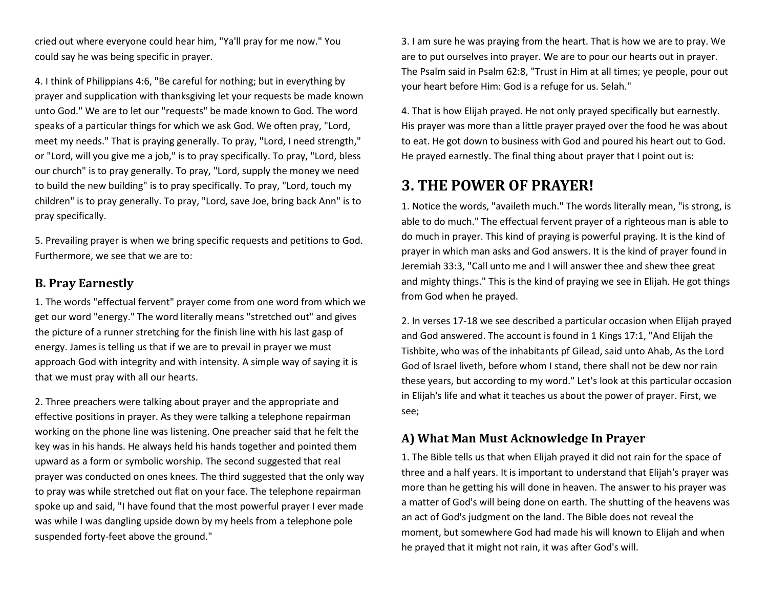cried out where everyone could hear him, "Ya'll pray for me now." You could say he was being specific in prayer.

4. I think of Philippians 4:6, "Be careful for nothing; but in everything by prayer and supplication with thanksgiving let your requests be made known unto God." We are to let our "requests" be made known to God. The word speaks of a particular things for which we ask God. We often pray, "Lord, meet my needs." That is praying generally. To pray, "Lord, I need strength," or "Lord, will you give me a job," is to pray specifically. To pray, "Lord, bless our church" is to pray generally. To pray, "Lord, supply the money we need to build the new building" is to pray specifically. To pray, "Lord, touch my children" is to pray generally. To pray, "Lord, save Joe, bring back Ann" is to pray specifically.

5. Prevailing prayer is when we bring specific requests and petitions to God. Furthermore, we see that we are to:

### B. Pray Earnestly

1. The words "effectual fervent" prayer come from one word from which we get our word "energy." The word literally means "stretched out" and gives the picture of a runner stretching for the finish line with his last gasp of energy. James is telling us that if we are to prevail in prayer we must approach God with integrity and with intensity. A simple way of saying it is that we must pray with all our hearts.

2. Three preachers were talking about prayer and the appropriate and effective positions in prayer. As they were talking a telephone repairman working on the phone line was listening. One preacher said that he felt the key was in his hands. He always held his hands together and pointed them upward as a form or symbolic worship. The second suggested that real prayer was conducted on ones knees. The third suggested that the only way to pray was while stretched out flat on your face. The telephone repairman spoke up and said, "I have found that the most powerful prayer I ever made was while I was dangling upside down by my heels from a telephone pole suspended forty-feet above the ground."

3. I am sure he was praying from the heart. That is how we are to pray. We are to put ourselves into prayer. We are to pour our hearts out in prayer. The Psalm said in Psalm 62:8, "Trust in Him at all times; ye people, pour out your heart before Him: God is a refuge for us. Selah."

4. That is how Elijah prayed. He not only prayed specifically but earnestly. His prayer was more than a little prayer prayed over the food he was about to eat. He got down to business with God and poured his heart out to God. He prayed earnestly. The final thing about prayer that I point out is:

## 3. THE POWER OF PRAYER!

1. Notice the words, "availeth much." The words literally mean, "is strong, is able to do much." The effectual fervent prayer of a righteous man is able to do much in prayer. This kind of praying is powerful praying. It is the kind of prayer in which man asks and God answers. It is the kind of prayer found in Jeremiah 33:3, "Call unto me and I will answer thee and shew thee great and mighty things." This is the kind of praying we see in Elijah. He got things from God when he prayed.

2. In verses 17-18 we see described a particular occasion when Elijah prayed and God answered. The account is found in 1 Kings 17:1, "And Elijah the Tishbite, who was of the inhabitants pf Gilead, said unto Ahab, As the Lord God of Israel liveth, before whom I stand, there shall not be dew nor rain these years, but according to my word." Let's look at this particular occasion in Elijah's life and what it teaches us about the power of prayer. First, we see;

### A) What Man Must Acknowledge In Prayer

1. The Bible tells us that when Elijah prayed it did not rain for the space of three and a half years. It is important to understand that Elijah's prayer was more than he getting his will done in heaven. The answer to his prayer was a matter of God's will being done on earth. The shutting of the heavens was an act of God's judgment on the land. The Bible does not reveal the moment, but somewhere God had made his will known to Elijah and when he prayed that it might not rain, it was after God's will.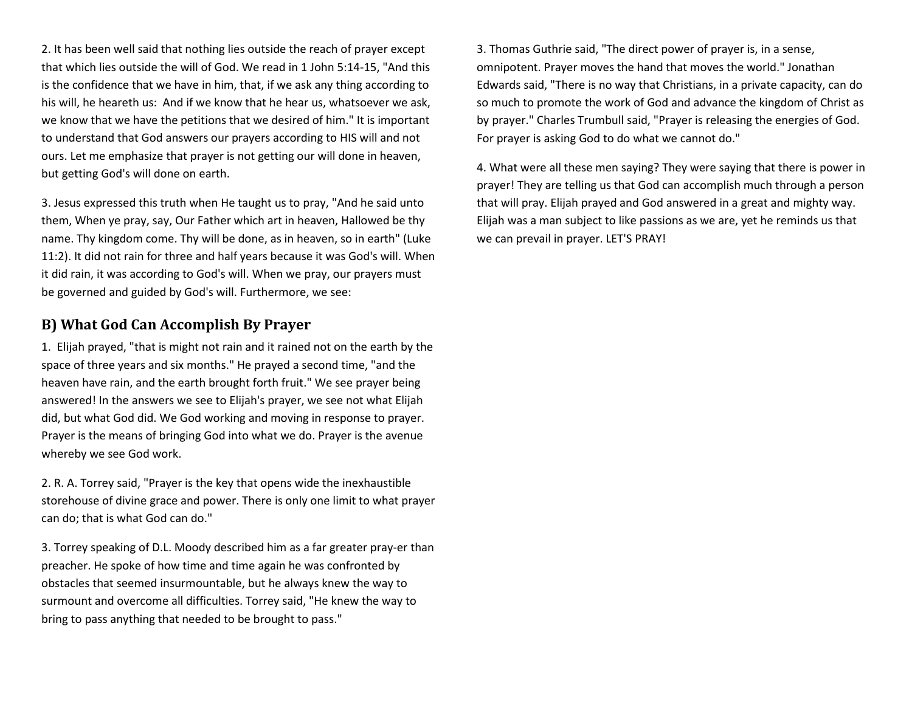2. It has been well said that nothing lies outside the reach of prayer except that which lies outside the will of God. We read in 1 John 5:14-15, "And this is the confidence that we have in him, that, if we ask any thing according to his will, he heareth us:  And if we know that he hear us, whatsoever we ask, we know that we have the petitions that we desired of him." It is important to understand that God answers our prayers according to HIS will and not ours. Let me emphasize that prayer is not getting our will done in heaven, but getting God's will done on earth.

3. Jesus expressed this truth when He taught us to pray, "And he said unto them, When ye pray, say, Our Father which art in heaven, Hallowed be thy name. Thy kingdom come. Thy will be done, as in heaven, so in earth" (Luke 11:2). It did not rain for three and half years because it was God's will. When it did rain, it was according to God's will. When we pray, our prayers must be governed and guided by God's will. Furthermore, we see:

## B) What God Can Accomplish By Prayer

1.  Elijah prayed, "that is might not rain and it rained not on the earth by the space of three years and six months." He prayed a second time, "and the heaven have rain, and the earth brought forth fruit." We see prayer being answered! In the answers we see to Elijah's prayer, we see not what Elijah did, but what God did. We God working and moving in response to prayer. Prayer is the means of bringing God into what we do. Prayer is the avenue whereby we see God work.

2. R. A. Torrey said, "Prayer is the key that opens wide the inexhaustible storehouse of divine grace and power. There is only one limit to what prayer can do; that is what God can do."

3. Torrey speaking of D.L. Moody described him as a far greater pray-er than preacher. He spoke of how time and time again he was confronted by obstacles that seemed insurmountable, but he always knew the way to surmount and overcome all difficulties. Torrey said, "He knew the way to bring to pass anything that needed to be brought to pass."

3. Thomas Guthrie said, "The direct power of prayer is, in a sense, omnipotent. Prayer moves the hand that moves the world." Jonathan Edwards said, "There is no way that Christians, in a private capacity, can do so much to promote the work of God and advance the kingdom of Christ as by prayer." Charles Trumbull said, "Prayer is releasing the energies of God. For prayer is asking God to do what we cannot do."

4. What were all these men saying? They were saying that there is power in prayer! They are telling us that God can accomplish much through a person that will pray. Elijah prayed and God answered in a great and mighty way. Elijah was a man subject to like passions as we are, yet he reminds us that we can prevail in prayer. LET'S PRAY!